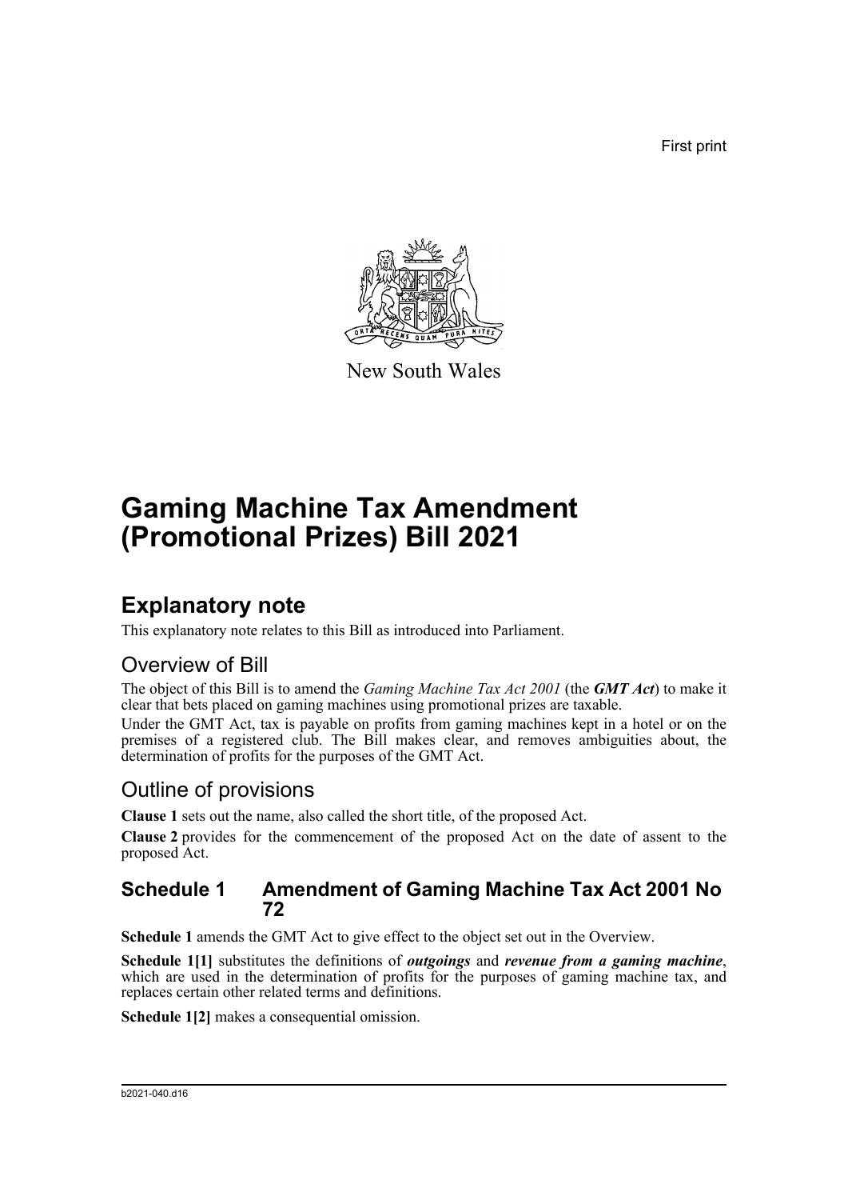First print

New South Wales

# Gaming Machine Tax Amendment (Promotional Prizes) Bill 2021

## Explanatory note

This explanatory note relates to this Bill as introduced into Parliament.

### Overview of Bill

The object of this Bill is to amend the *Gaming Machine Tax Act 2001* (the ***GMT Act***) to make it clear that bets placed on gaming machines using promotional prizes are taxable.

Under the GMT Act, tax is payable on profits from gaming machines kept in a hotel or on the premises of a registered club. The Bill makes clear, and removes ambiguities about, the determination of profits for the purposes of the GMT Act.

### Outline of provisions

**Clause 1** sets out the name, also called the short title, of the proposed Act.

**Clause 2** provides for the commencement of the proposed Act on the date of assent to the proposed Act.

#### Schedule 1 Amendment of Gaming Machine Tax Act 2001 No 72

**Schedule 1** amends the GMT Act to give effect to the object set out in the Overview.

**Schedule 1[1]** substitutes the definitions of ***outgoings*** and ***revenue from a gaming machine***, which are used in the determination of profits for the purposes of gaming machine tax, and replaces certain other related terms and definitions.

**Schedule 1[2]** makes a consequential omission.

b2021-040.d16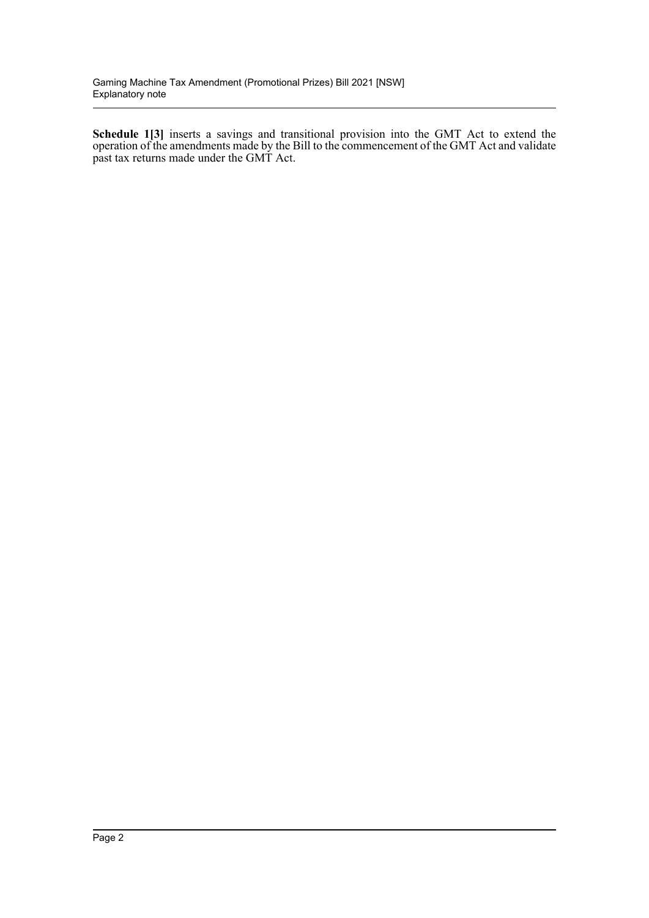**Schedule 1[3]** inserts a savings and transitional provision into the GMT Act to extend the operation of the amendments made by the Bill to the commencement of the GMT Act and validate past tax returns made under the GMT Act.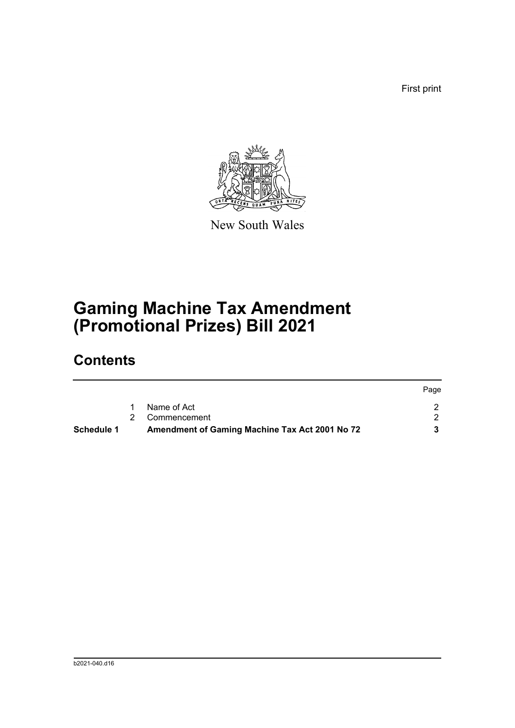First print

New South Wales

# Gaming Machine Tax Amendment (Promotional Prizes) Bill 2021

## Contents

| | | | Page |
|---|---|---|---|
| | 1 | Name of Act | 2 |
| | 2 | Commencement | 2 |
| **Schedule 1** | | **Amendment of Gaming Machine Tax Act 2001 No 72** | **3** |

b2021-040.d16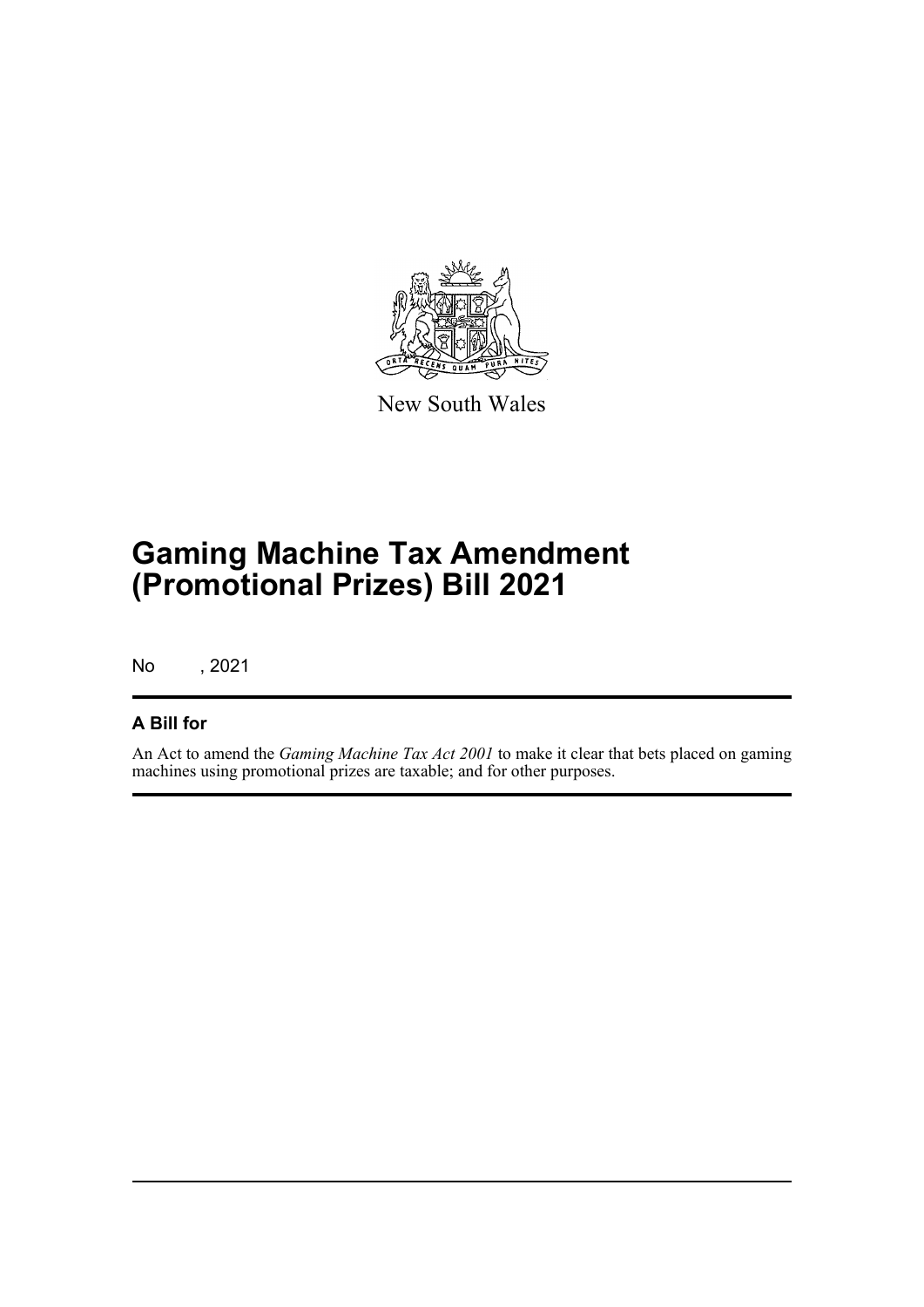New South Wales

# Gaming Machine Tax Amendment (Promotional Prizes) Bill 2021

No , 2021

## A Bill for

An Act to amend the *Gaming Machine Tax Act 2001* to make it clear that bets placed on gaming machines using promotional prizes are taxable; and for other purposes.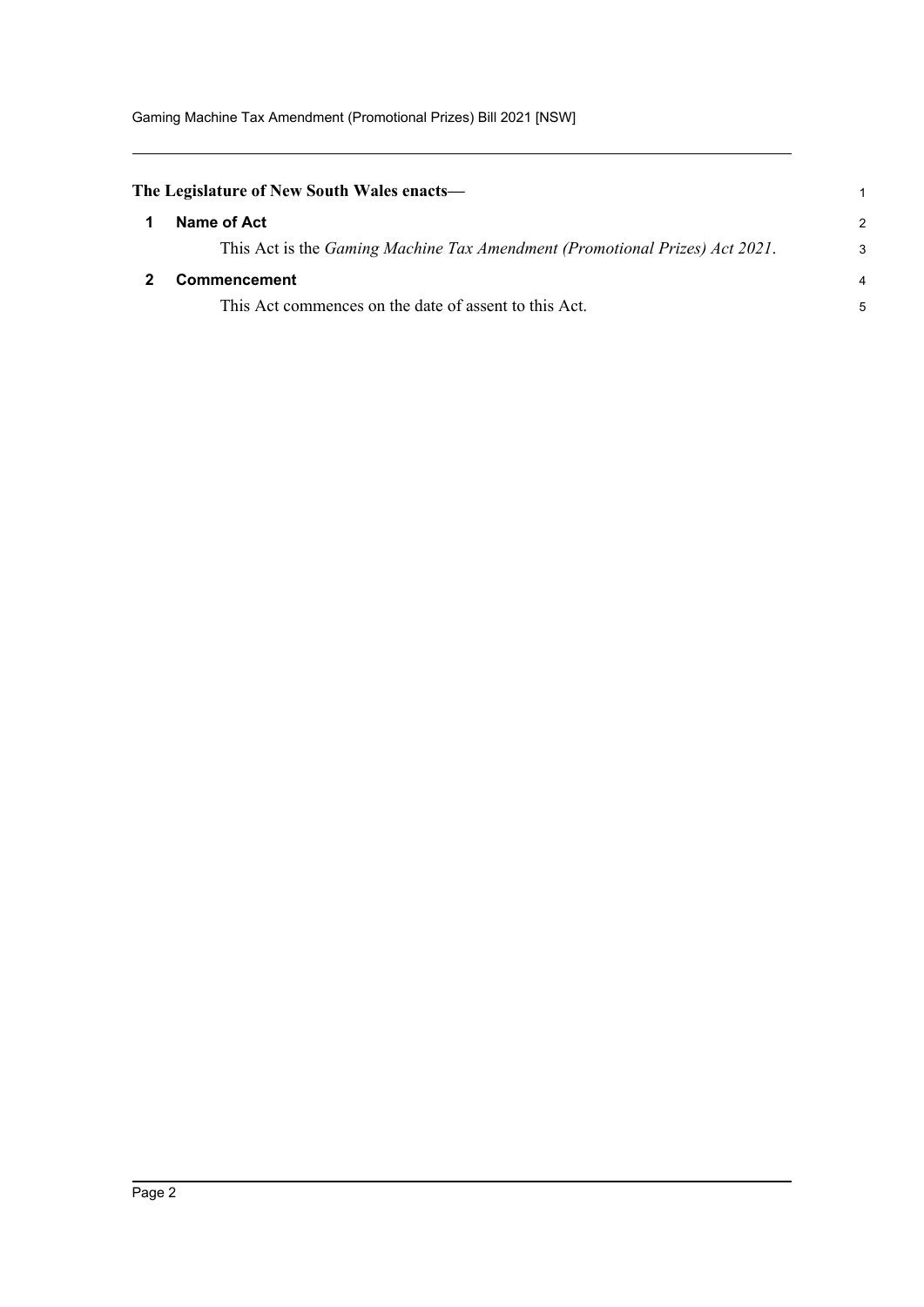**The Legislature of New South Wales enacts—**

## 1 Name of Act

This Act is the *Gaming Machine Tax Amendment (Promotional Prizes) Act 2021*.

## 2 Commencement

This Act commences on the date of assent to this Act.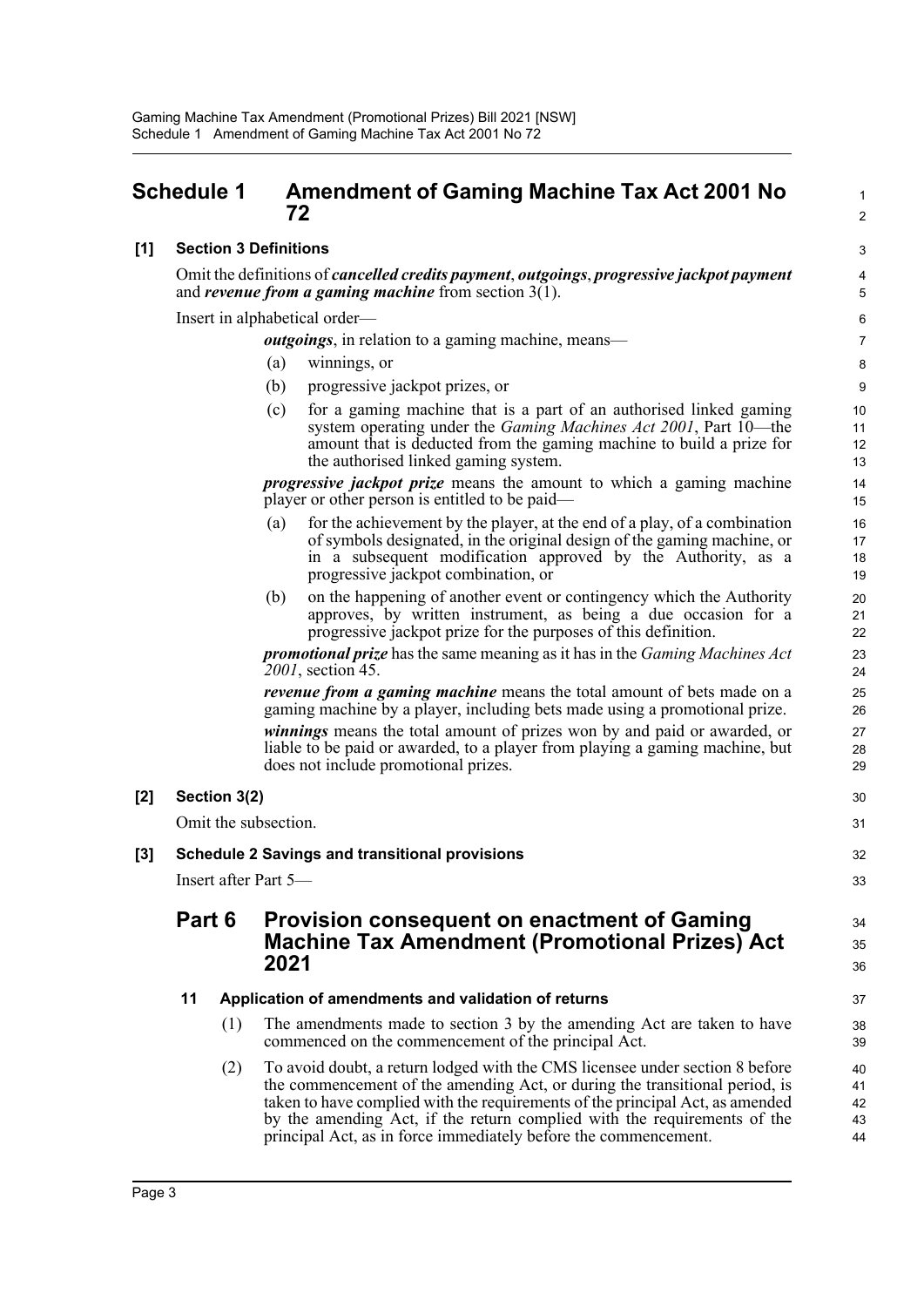# Schedule 1 Amendment of Gaming Machine Tax Act 2001 No 72

## [1] Section 3 Definitions

Omit the definitions of ***cancelled credits payment***, ***outgoings***, ***progressive jackpot payment*** and ***revenue from a gaming machine*** from section 3(1).

Insert in alphabetical order—

> ***outgoings***, in relation to a gaming machine, means—
>
> (a) winnings, or
>
> (b) progressive jackpot prizes, or
>
> (c) for a gaming machine that is a part of an authorised linked gaming system operating under the *Gaming Machines Act 2001*, Part 10—the amount that is deducted from the gaming machine to build a prize for the authorised linked gaming system.
>
> ***progressive jackpot prize*** means the amount to which a gaming machine player or other person is entitled to be paid—
>
> (a) for the achievement by the player, at the end of a play, of a combination of symbols designated, in the original design of the gaming machine, or in a subsequent modification approved by the Authority, as a progressive jackpot combination, or
>
> (b) on the happening of another event or contingency which the Authority approves, by written instrument, as being a due occasion for a progressive jackpot prize for the purposes of this definition.
>
> ***promotional prize*** has the same meaning as it has in the *Gaming Machines Act 2001*, section 45.
>
> ***revenue from a gaming machine*** means the total amount of bets made on a gaming machine by a player, including bets made using a promotional prize.
>
> ***winnings*** means the total amount of prizes won by and paid or awarded, or liable to be paid or awarded, to a player from playing a gaming machine, but does not include promotional prizes.

## [2] Section 3(2)

Omit the subsection.

## [3] Schedule 2 Savings and transitional provisions

Insert after Part 5—

### Part 6 Provision consequent on enactment of Gaming Machine Tax Amendment (Promotional Prizes) Act 2021

#### 11 Application of amendments and validation of returns

(1) The amendments made to section 3 by the amending Act are taken to have commenced on the commencement of the principal Act.

(2) To avoid doubt, a return lodged with the CMS licensee under section 8 before the commencement of the amending Act, or during the transitional period, is taken to have complied with the requirements of the principal Act, as amended by the amending Act, if the return complied with the requirements of the principal Act, as in force immediately before the commencement.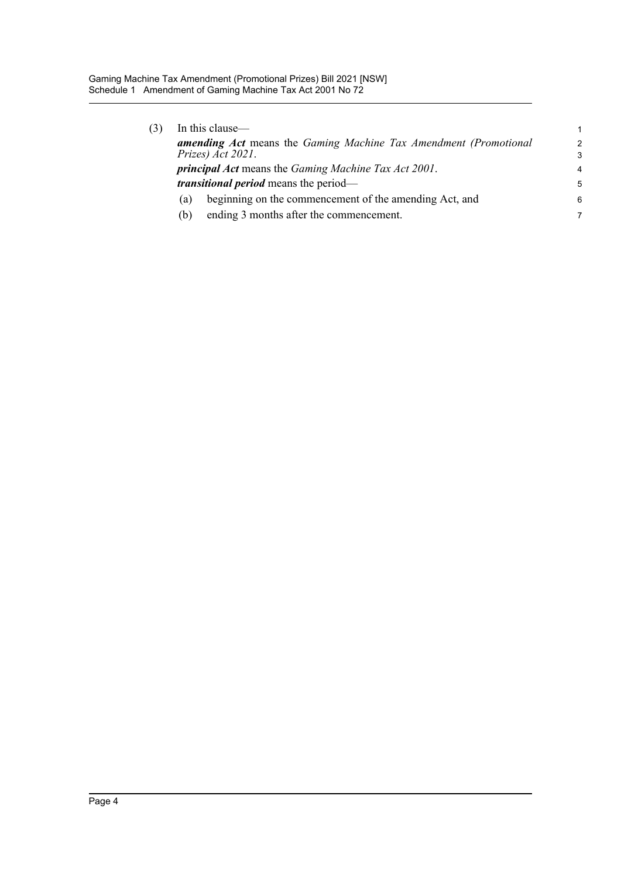(3) In this clause—

***amending Act*** means the *Gaming Machine Tax Amendment (Promotional Prizes) Act 2021*.

***principal Act*** means the *Gaming Machine Tax Act 2001*.

***transitional period*** means the period—

(a) beginning on the commencement of the amending Act, and

(b) ending 3 months after the commencement.